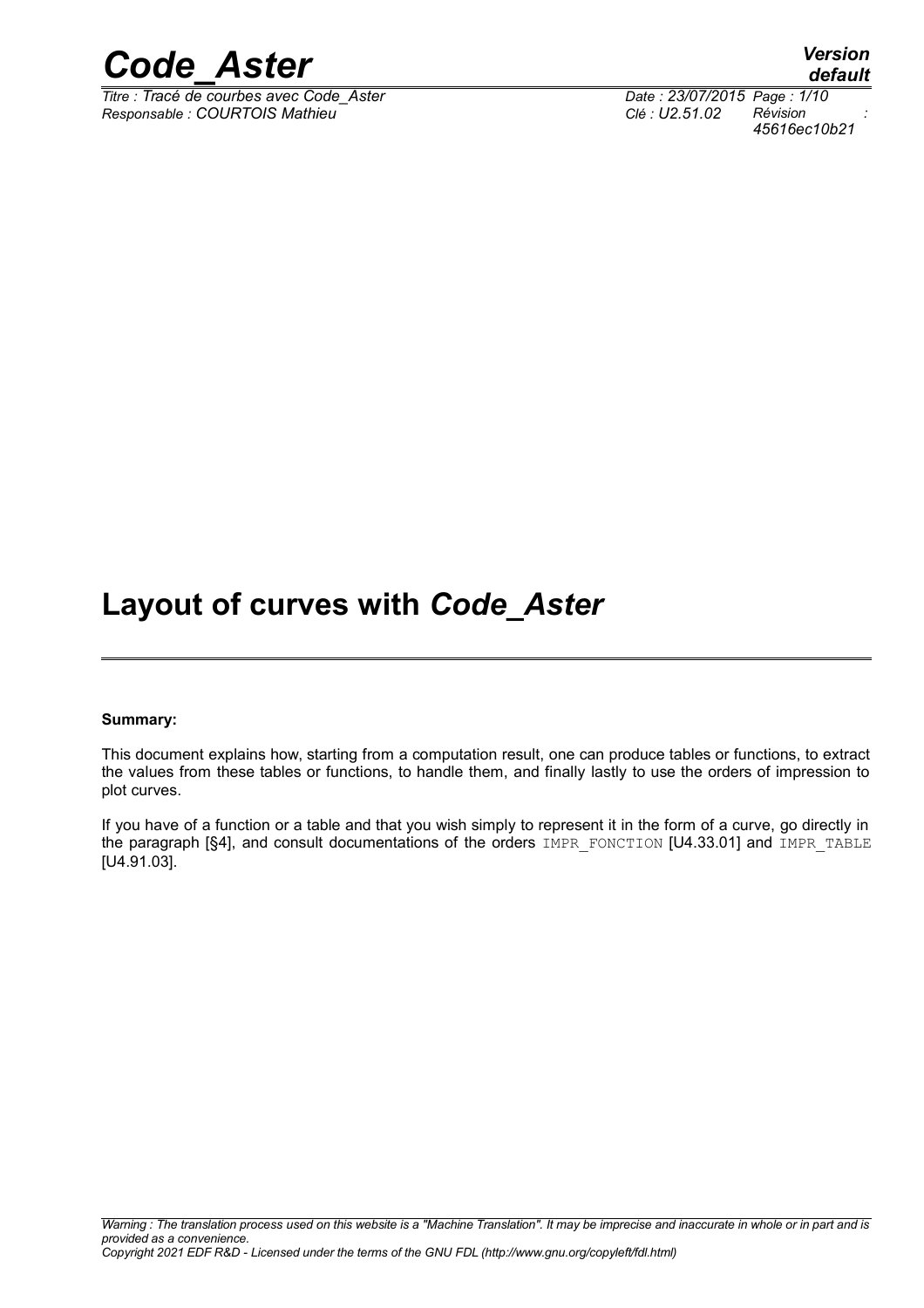# Layout of curves with *Code_Aster*

**Summary:**

This document explains how, starting from a computation result, one can produce tables or functions, to extract the values from these tables or functions, to handle them, and finally lastly to use the orders of impression to plot curves.

If you have of a function or a table and that you wish simply to represent it in the form of a curve, go directly in the paragraph [§4], and consult documentations of the orders IMPR_FONCTION [U4.33.01] and IMPR_TABLE [U4.91.03].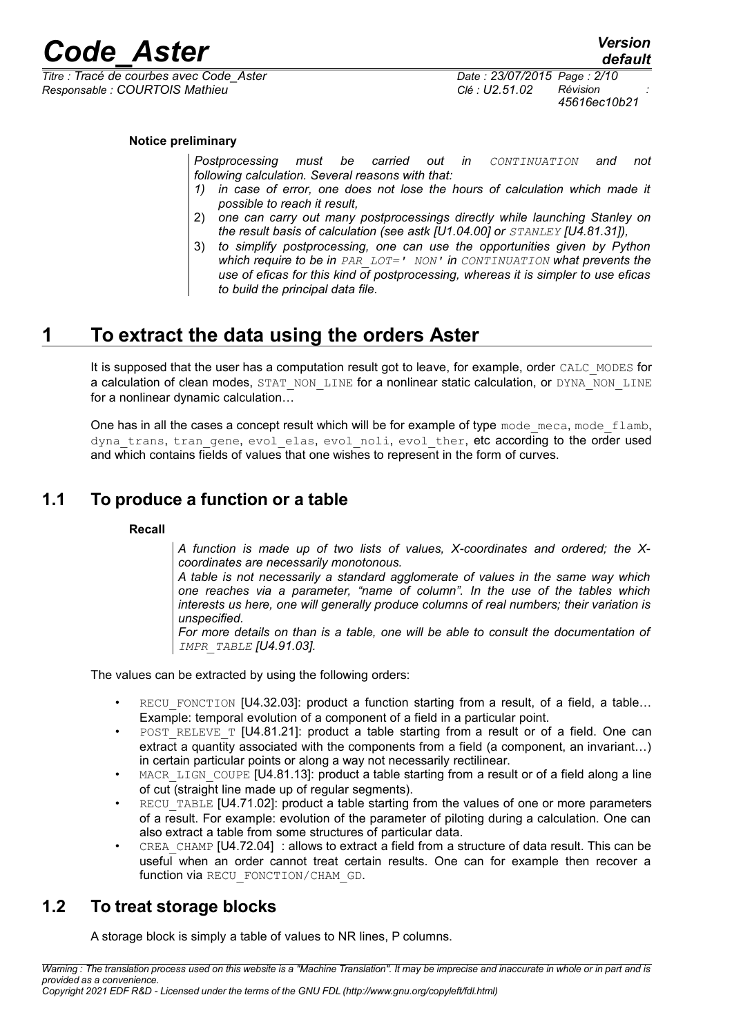**Notice preliminary**

*Postprocessing must be carried out in `CONTINUATION` and not following calculation. Several reasons with that:*

1) *in case of error, one does not lose the hours of calculation which made it possible to reach it result,*
2) *one can carry out many postprocessings directly while launching Stanley on the result basis of calculation (see astk [U1.04.00] or `STANLEY` [U4.81.31]),*
3) *to simplify postprocessing, one can use the opportunities given by Python which require to be in `PAR_LOT=' NON'` in `CONTINUATION` what prevents the use of eficas for this kind of postprocessing, whereas it is simpler to use eficas to build the principal data file.*

# 1 To extract the data using the orders Aster

It is supposed that the user has a computation result got to leave, for example, order `CALC_MODES` for a calculation of clean modes, `STAT_NON_LINE` for a nonlinear static calculation, or `DYNA_NON_LINE` for a nonlinear dynamic calculation…

One has in all the cases a concept result which will be for example of type `mode_meca`, `mode_flamb`, `dyna_trans`, `tran_gene`, `evol_elas`, `evol_noli`, `evol_ther`, etc according to the order used and which contains fields of values that one wishes to represent in the form of curves.

## 1.1 To produce a function or a table

**Recall**

*A function is made up of two lists of values, X-coordinates and ordered; the X-coordinates are necessarily monotonous.*

*A table is not necessarily a standard agglomerate of values in the same way which one reaches via a parameter, "name of column". In the use of the tables which interests us here, one will generally produce columns of real numbers; their variation is unspecified.*

*For more details on than is a table, one will be able to consult the documentation of `IMPR_TABLE` [U4.91.03].*

The values can be extracted by using the following orders:

- `RECU_FONCTION` [U4.32.03]: product a function starting from a result, of a field, a table… Example: temporal evolution of a component of a field in a particular point.
- `POST_RELEVE_T` [U4.81.21]: product a table starting from a result or of a field. One can extract a quantity associated with the components from a field (a component, an invariant…) in certain particular points or along a way not necessarily rectilinear.
- `MACR_LIGN_COUPE` [U4.81.13]: product a table starting from a result or of a field along a line of cut (straight line made up of regular segments).
- `RECU_TABLE` [U4.71.02]: product a table starting from the values of one or more parameters of a result. For example: evolution of the parameter of piloting during a calculation. One can also extract a table from some structures of particular data.
- `CREA_CHAMP` [U4.72.04] : allows to extract a field from a structure of data result. This can be useful when an order cannot treat certain results. One can for example then recover a function via `RECU_FONCTION/CHAM_GD`.

## 1.2 To treat storage blocks

A storage block is simply a table of values to NR lines, P columns.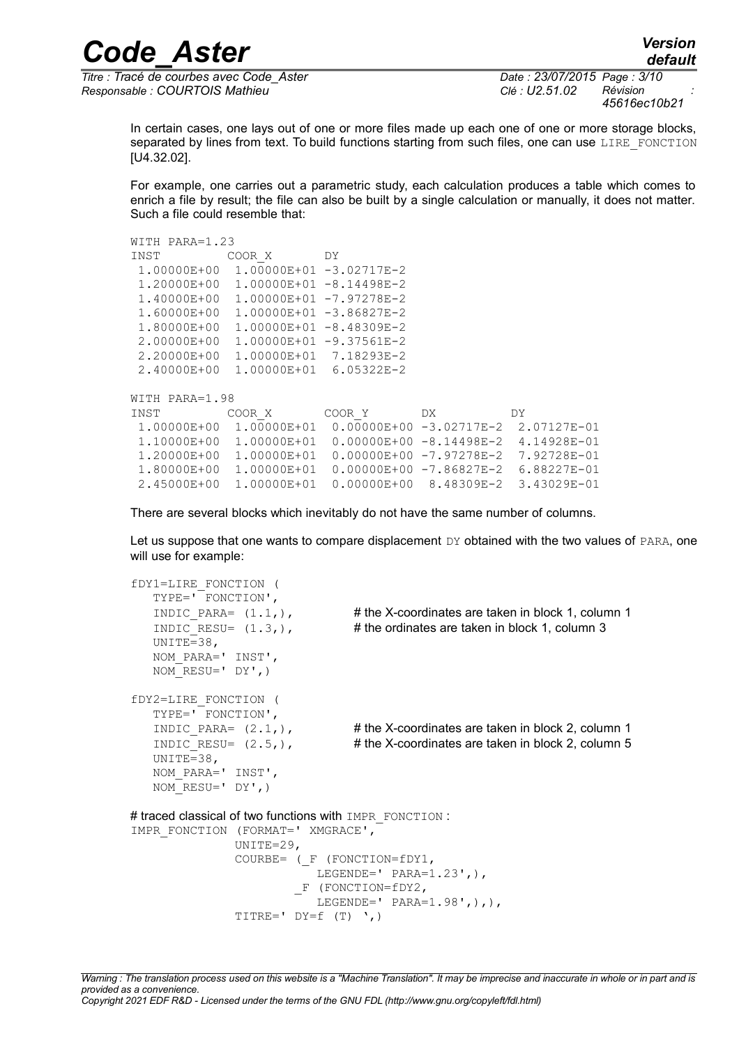In certain cases, one lays out of one or more files made up each one of one or more storage blocks, separated by lines from text. To build functions starting from such files, one can use LIRE_FONCTION [U4.32.02].

For example, one carries out a parametric study, each calculation produces a table which comes to enrich a file by result; the file can also be built by a single calculation or manually, it does not matter. Such a file could resemble that:

```
WITH PARA=1.23
INST         COOR_X       DY
 1.00000E+00  1.00000E+01 -3.02717E-2
 1.20000E+00  1.00000E+01 -8.14498E-2
 1.40000E+00  1.00000E+01 -7.97278E-2
 1.60000E+00  1.00000E+01 -3.86827E-2
 1.80000E+00  1.00000E+01 -8.48309E-2
 2.00000E+00  1.00000E+01 -9.37561E-2
 2.20000E+00  1.00000E+01  7.18293E-2
 2.40000E+00  1.00000E+01  6.05322E-2

WITH PARA=1.98
INST         COOR_X       COOR_Y       DX           DY
 1.00000E+00  1.00000E+01  0.00000E+00 -3.02717E-2  2.07127E-01
 1.10000E+00  1.00000E+01  0.00000E+00 -8.14498E-2  4.14928E-01
 1.20000E+00  1.00000E+01  0.00000E+00 -7.97278E-2  7.92728E-01
 1.80000E+00  1.00000E+01  0.00000E+00 -7.86827E-2  6.88227E-01
 2.45000E+00  1.00000E+01  0.00000E+00  8.48309E-2  3.43029E-01
```

There are several blocks which inevitably do not have the same number of columns.

Let us suppose that one wants to compare displacement DY obtained with the two values of PARA, one will use for example:

```
fDY1=LIRE_FONCTION (
   TYPE=' FONCTION',
   INDIC_PARA= (1.1,),          # the X-coordinates are taken in block 1, column 1
   INDIC_RESU= (1.3,),          # the ordinates are taken in block 1, column 3
   UNITE=38,
   NOM_PARA=' INST',
   NOM_RESU=' DY',)

fDY2=LIRE_FONCTION (
   TYPE=' FONCTION',
   INDIC_PARA= (2.1,),          # the X-coordinates are taken in block 2, column 1
   INDIC_RESU= (2.5,),          # the X-coordinates are taken in block 2, column 5
   UNITE=38,
   NOM_PARA=' INST',
   NOM_RESU=' DY',)

# traced classical of two functions with IMPR_FONCTION :
IMPR_FONCTION (FORMAT=' XMGRACE',
              UNITE=29,
              COURBE= (_F (FONCTION=fDY1,
                          LEGENDE=' PARA=1.23',),
                      _F (FONCTION=fDY2,
                          LEGENDE=' PARA=1.98',),),
              TITRE=' DY=f (T) ',)
```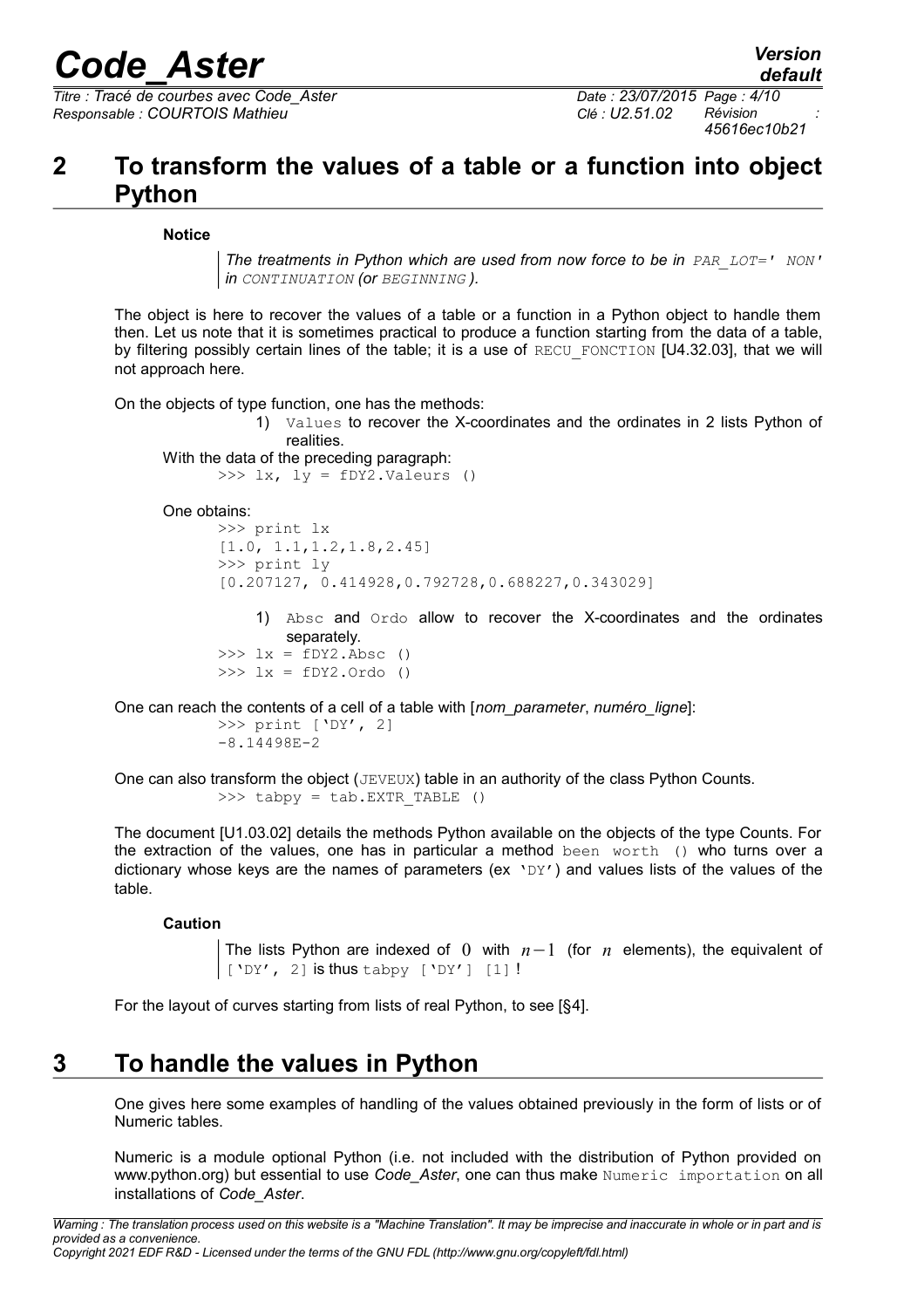## 2 To transform the values of a table or a function into object Python

**Notice**

> *The treatments in Python which are used from now force to be in `PAR_LOT=' NON'` in `CONTINUATION` (or `BEGINNING`).*

The object is here to recover the values of a table or a function in a Python object to handle them then. Let us note that it is sometimes practical to produce a function starting from the data of a table, by filtering possibly certain lines of the table; it is a use of `RECU_FONCTION` [U4.32.03], that we will not approach here.

On the objects of type function, one has the methods:

1) `Values` to recover the X-coordinates and the ordinates in 2 lists Python of realities.

With the data of the preceding paragraph:

```
>>> lx, ly = fDY2.Valeurs ()
```

One obtains:

```
>>> print lx
[1.0, 1.1,1.2,1.8,2.45]
>>> print ly
[0.207127, 0.414928,0.792728,0.688227,0.343029]
```

1) `Absc` and `Ordo` allow to recover the X-coordinates and the ordinates separately.

```
>>> lx = fDY2.Absc ()
>>> lx = fDY2.Ordo ()
```

One can reach the contents of a cell of a table with [*nom_parameter*, *numéro_ligne*]:

```
>>> print ['DY', 2]
-8.14498E-2
```

One can also transform the object (`JEVEUX`) table in an authority of the class Python Counts.

```
>>> tabpy = tab.EXTR_TABLE ()
```

The document [U1.03.02] details the methods Python available on the objects of the type Counts. For the extraction of the values, one has in particular a method `been worth ()` who turns over a dictionary whose keys are the names of parameters (ex `'DY'`) and values lists of the values of the table.

**Caution**

> The lists Python are indexed of $0$ with $n-1$ (for $n$ elements), the equivalent of `['DY', 2]` is thus `tabpy ['DY'] [1]` !

For the layout of curves starting from lists of real Python, to see [§4].

## 3 To handle the values in Python

One gives here some examples of handling of the values obtained previously in the form of lists or of Numeric tables.

Numeric is a module optional Python (i.e. not included with the distribution of Python provided on www.python.org) but essential to use *Code_Aster*, one can thus make `Numeric importation` on all installations of *Code_Aster*.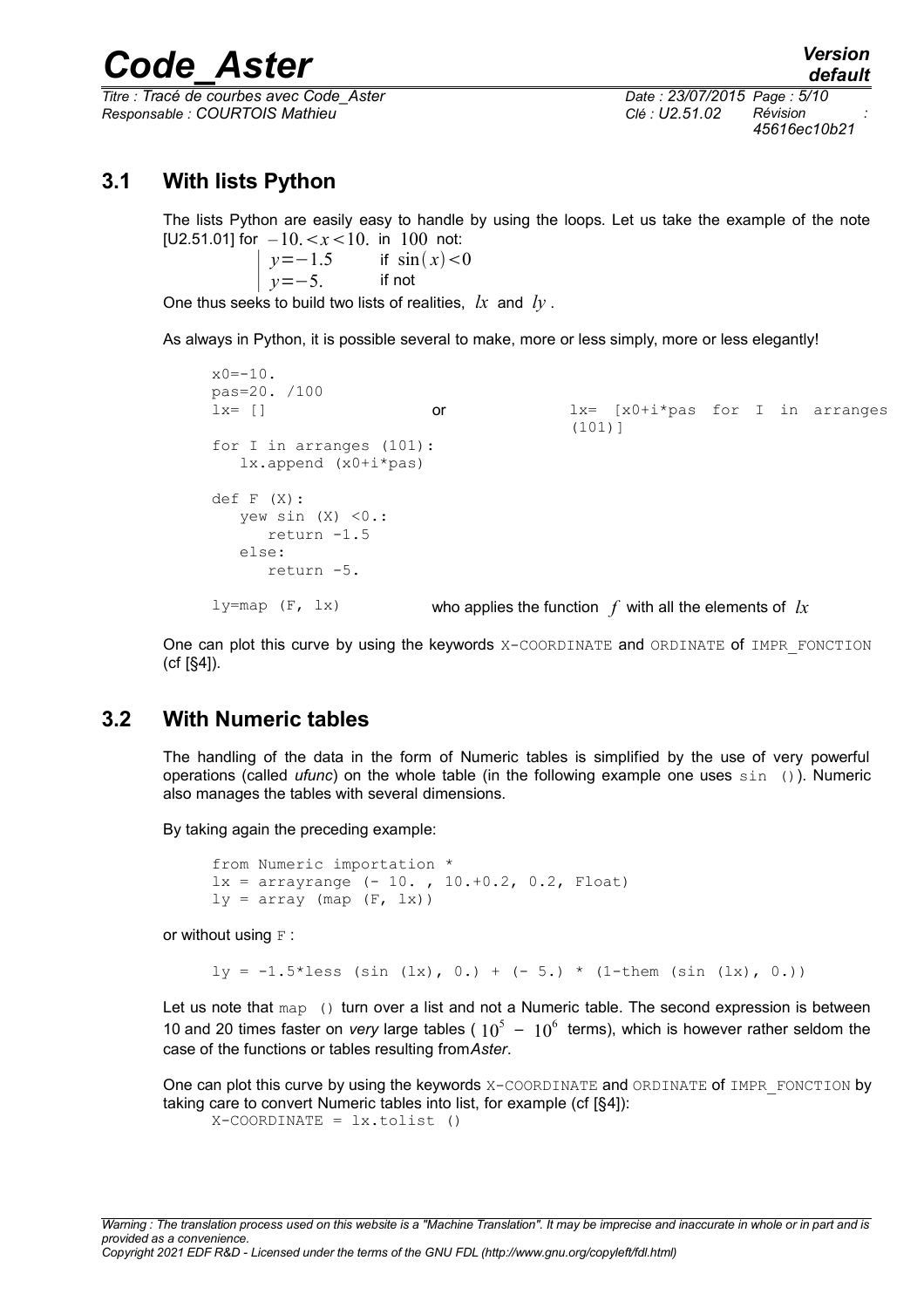## 3.1 With lists Python

The lists Python are easily easy to handle by using the loops. Let us take the example of the note [U2.51.01] for $-10.<x<10.$ in $100$ not:

$$\begin{vmatrix} y=-1.5 & \text{if } \sin(x)<0 \\ y=-5. & \text{if not} \end{vmatrix}$$

One thus seeks to build two lists of realities, $lx$ and $ly$.

As always in Python, it is possible several to make, more or less simply, more or less elegantly!

```
x0=-10.
pas=20. /100
lx= []                    or              lx= [x0+i*pas for I in arranges
                                          (101)]
for I in arranges (101):
   lx.append (x0+i*pas)

def F (X):
   yew sin (X) <0.:
      return -1.5
   else:
      return -5.

ly=map (F, lx)
```

who applies the function $f$ with all the elements of $lx$

One can plot this curve by using the keywords X-COORDINATE and ORDINATE of IMPR_FONCTION (cf [§4]).

## 3.2 With Numeric tables

The handling of the data in the form of Numeric tables is simplified by the use of very powerful operations (called *ufunc*) on the whole table (in the following example one uses sin ()). Numeric also manages the tables with several dimensions.

By taking again the preceding example:

```
from Numeric importation *
lx = arrayrange (- 10. , 10.+0.2, 0.2, Float)
ly = array (map (F, lx))
```

or without using F :

```
ly = -1.5*less (sin (lx), 0.) + (- 5.) * (1-them (sin (lx), 0.))
```

Let us note that map () turn over a list and not a Numeric table. The second expression is between 10 and 20 times faster on *very* large tables ( $10^5$ – $10^6$ terms), which is however rather seldom the case of the functions or tables resulting from*Aster*.

One can plot this curve by using the keywords X-COORDINATE and ORDINATE of IMPR_FONCTION by taking care to convert Numeric tables into list, for example (cf [§4]):

```
X-COORDINATE = lx.tolist ()
```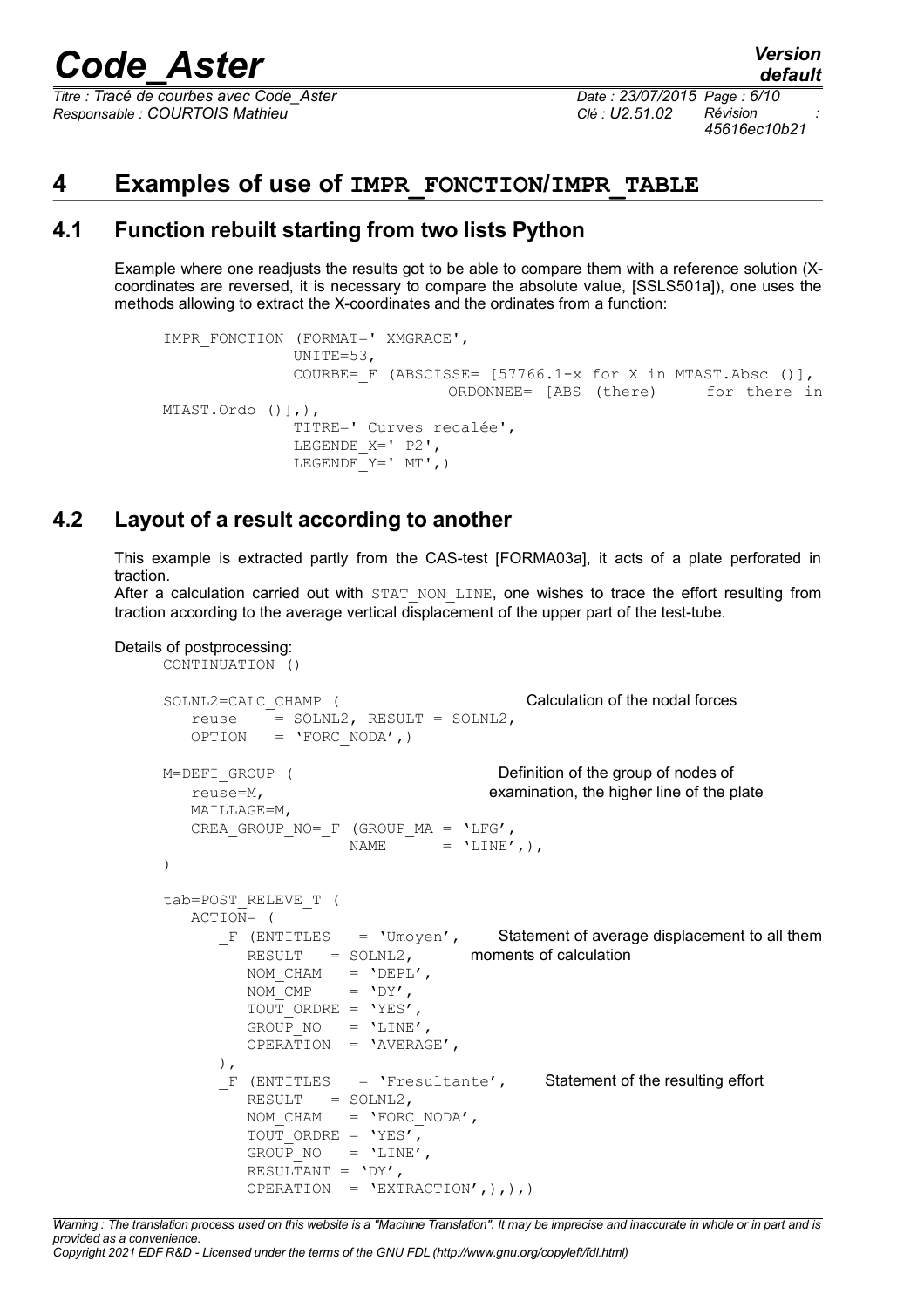# 4 Examples of use of IMPR_FONCTION/IMPR_TABLE

## 4.1 Function rebuilt starting from two lists Python

Example where one readjusts the results got to be able to compare them with a reference solution (X-coordinates are reversed, it is necessary to compare the absolute value, [SSLS501a]), one uses the methods allowing to extract the X-coordinates and the ordinates from a function:

```
IMPR_FONCTION (FORMAT=' XMGRACE',
               UNITE=53,
               COURBE=_F (ABSCISSE= [57766.1-x for X in MTAST.Absc ()],
                              ORDONNEE= [ABS (there)      for there in
MTAST.Ordo ()],),
               TITRE=' Curves recalée',
               LEGENDE_X=' P2',
               LEGENDE_Y=' MT',)
```

## 4.2 Layout of a result according to another

This example is extracted partly from the CAS-test [FORMA03a], it acts of a plate perforated in traction.

After a calculation carried out with `STAT_NON_LINE`, one wishes to trace the effort resulting from traction according to the average vertical displacement of the upper part of the test-tube.

Details of postprocessing:

```
CONTINUATION ()

SOLNL2=CALC_CHAMP (                          Calculation of the nodal forces
   reuse    = SOLNL2, RESULT = SOLNL2,
   OPTION   = 'FORC_NODA',)

M=DEFI_GROUP (                               Definition of the group of nodes of
   reuse=M,                                  examination, the higher line of the plate
   MAILLAGE=M,
   CREA_GROUP_NO=_F (GROUP_MA = 'LFG',
                    NAME      = 'LINE',),
)

tab=POST_RELEVE_T (
   ACTION= (
      _F (ENTITLES   = 'Umoyen',        Statement of average displacement to all them
         RESULT   = SOLNL2,             moments of calculation
         NOM_CHAM   = 'DEPL',
         NOM_CMP    = 'DY',
         TOUT_ORDRE = 'YES',
         GROUP_NO   = 'LINE',
         OPERATION  = 'AVERAGE',
      ),
      _F (ENTITLES   = 'Fresultante',      Statement of the resulting effort
         RESULT   = SOLNL2,
         NOM_CHAM   = 'FORC_NODA',
         TOUT_ORDRE = 'YES',
         GROUP_NO   = 'LINE',
         RESULTANT = 'DY',
         OPERATION  = 'EXTRACTION',),),)
```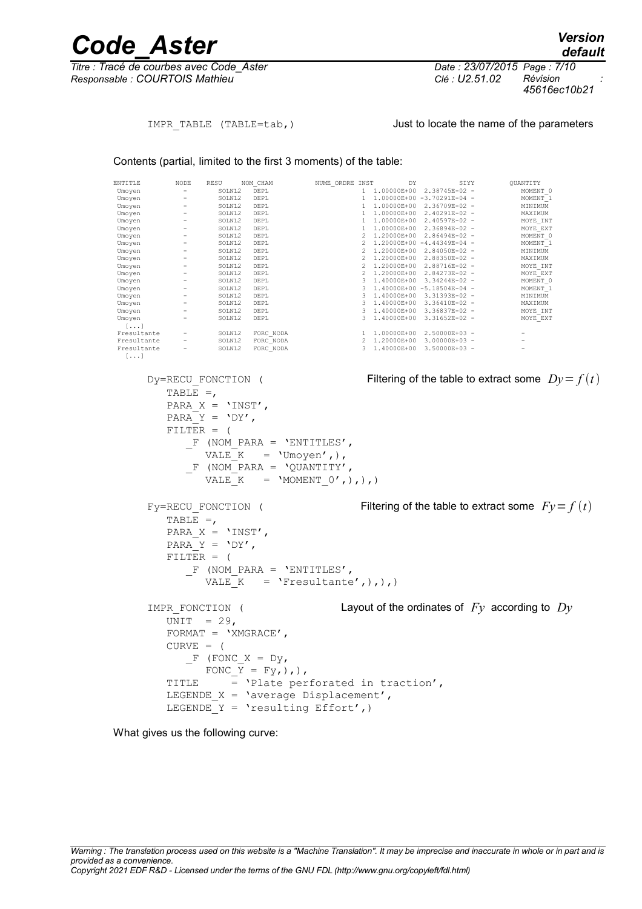```
IMPR_TABLE (TABLE=tab,)
```

Just to locate the name of the parameters

Contents (partial, limited to the first 3 moments) of the table:

```
ENTITLE      NODE   RESU     NOM_CHAM     NUME_ORDRE INST        DY            SIYY         QUANTITY
 Umoyen        -     SOLNL2   DEPL               1  1.00000E+00  2.38745E-02 -           MOMENT_0
 Umoyen        -     SOLNL2   DEPL               1  1.00000E+00 -3.70291E-04 -           MOMENT_1
 Umoyen        -     SOLNL2   DEPL               1  1.00000E+00  2.36709E-02 -           MINIMUM
 Umoyen        -     SOLNL2   DEPL               1  1.00000E+00  2.40291E-02 -           MAXIMUM
 Umoyen        -     SOLNL2   DEPL               1  1.00000E+00  2.40597E-02 -           MOYE_INT
 Umoyen        -     SOLNL2   DEPL               1  1.00000E+00  2.36894E-02 -           MOYE_EXT
 Umoyen        -     SOLNL2   DEPL               2  1.20000E+00  2.86494E-02 -           MOMENT_0
 Umoyen        -     SOLNL2   DEPL               2  1.20000E+00 -4.44349E-04 -           MOMENT_1
 Umoyen        -     SOLNL2   DEPL               2  1.20000E+00  2.84050E-02 -           MINIMUM
 Umoyen        -     SOLNL2   DEPL               2  1.20000E+00  2.88350E-02 -           MAXIMUM
 Umoyen        -     SOLNL2   DEPL               2  1.20000E+00  2.88716E-02 -           MOYE_INT
 Umoyen        -     SOLNL2   DEPL               2  1.20000E+00  2.84273E-02 -           MOYE_EXT
 Umoyen        -     SOLNL2   DEPL               3  1.40000E+00  3.34244E-02 -           MOMENT_0
 Umoyen        -     SOLNL2   DEPL               3  1.40000E+00 -5.18504E-04 -           MOMENT_1
 Umoyen        -     SOLNL2   DEPL               3  1.40000E+00  3.31393E-02 -           MINIMUM
 Umoyen        -     SOLNL2   DEPL               3  1.40000E+00  3.36410E-02 -           MAXIMUM
 Umoyen        -     SOLNL2   DEPL               3  1.40000E+00  3.36837E-02 -           MOYE_INT
 Umoyen        -     SOLNL2   DEPL               3  1.40000E+00  3.31652E-02 -           MOYE_EXT
  [...]
 Fresultante   -     SOLNL2   FORC_NODA          1  1.00000E+00  2.50000E+03 -           -
 Fresultante   -     SOLNL2   FORC_NODA          2  1.20000E+00  3.00000E+03 -           -
 Fresultante   -     SOLNL2   FORC_NODA          3  1.40000E+00  3.50000E+03 -           -
  [...]
```

Filtering of the table to extract some $Dy=f(t)$

```
Dy=RECU_FONCTION (
   TABLE =,
   PARA_X = 'INST',
   PARA_Y = 'DY',
   FILTER = (
      _F (NOM_PARA = 'ENTITLES',
         VALE_K   = 'Umoyen',),
      _F (NOM_PARA = 'QUANTITY',
         VALE_K   = 'MOMENT_0',),),)
```

Filtering of the table to extract some $Fy=f(t)$

```
Fy=RECU_FONCTION (
   TABLE =,
   PARA_X = 'INST',
   PARA_Y = 'DY',
   FILTER = (
      _F (NOM_PARA = 'ENTITLES',
         VALE_K   = 'Fresultante',),),)
```

Layout of the ordinates of $Fy$ according to $Dy$

```
IMPR_FONCTION (
   UNIT  = 29,
   FORMAT = 'XMGRACE',
   CURVE = (
      _F (FONC_X = Dy,
         FONC_Y = Fy,),),
   TITLE     = 'Plate perforated in traction',
   LEGENDE_X = 'average Displacement',
   LEGENDE_Y = 'resulting Effort',)
```

What gives us the following curve: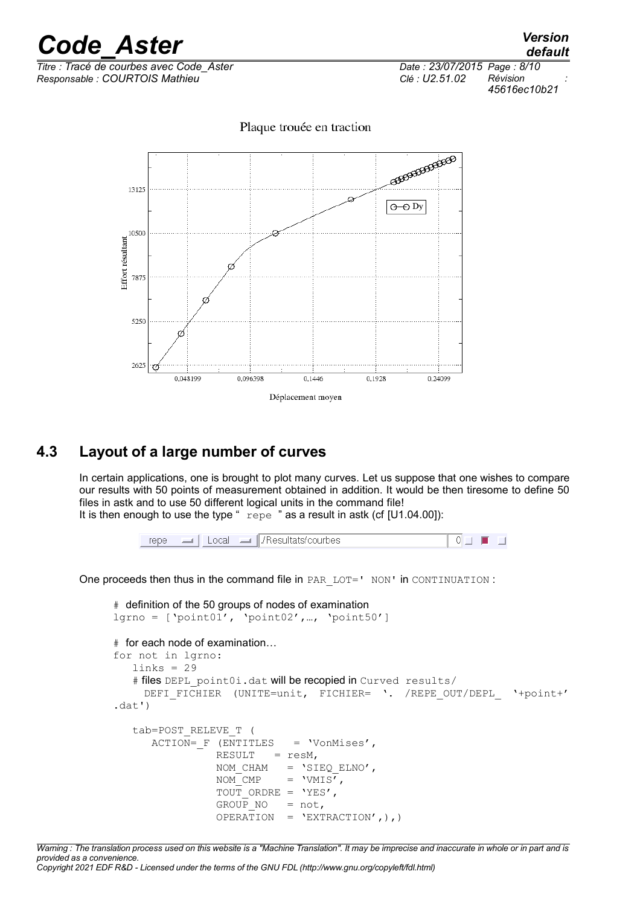Plaque trouée en traction

Effort résultant

Déplacement moyen

## 4.3 Layout of a large number of curves

In certain applications, one is brought to plot many curves. Let us suppose that one wishes to compare our results with 50 points of measurement obtained in addition. It would be then tiresome to define 50 files in astk and to use 50 different logical units in the command file!
It is then enough to use the type " repe " as a result in astk (cf [U1.04.00]):

repe | Local | ./Resultats/courbes | 0

One proceeds then thus in the command file in PAR_LOT=' NON' in CONTINUATION :

```
# definition of the 50 groups of nodes of examination
lgrno = ['point01', 'point02',…, 'point50']

# for each node of examination…
for not in lgrno:
   links = 29
   # files DEPL_point0i.dat will be recopied in Curved results/
    DEFI_FICHIER (UNITE=unit, FICHIER= '. /REPE_OUT/DEPL_ '+point+'
.dat')

   tab=POST_RELEVE_T (
      ACTION=_F (ENTITLES   = 'VonMises',
               RESULT   = resM,
               NOM_CHAM   = 'SIEQ_ELNO',
               NOM_CMP    = 'VMIS',
               TOUT_ORDRE = 'YES',
               GROUP_NO   = not,
               OPERATION  = 'EXTRACTION',),)
```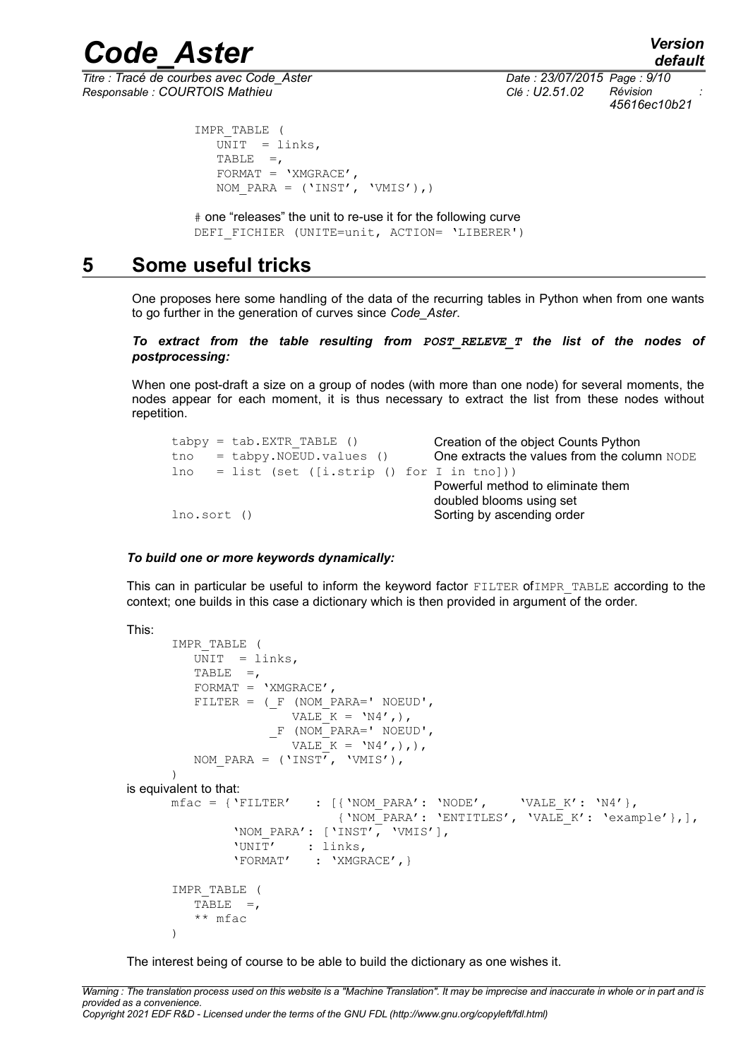```
IMPR_TABLE (
   UNIT  = links,
   TABLE  =,
   FORMAT = 'XMGRACE',
   NOM_PARA = ('INST', 'VMIS'),)
```

# one "releases" the unit to re-use it for the following curve

```
DEFI_FICHIER (UNITE=unit, ACTION= 'LIBERER')
```

# 5 Some useful tricks

One proposes here some handling of the data of the recurring tables in Python when from one wants to go further in the generation of curves since *Code_Aster*.

***To extract from the table resulting from POST_RELEVE_T the list of the nodes of postprocessing:***

When one post-draft a size on a group of nodes (with more than one node) for several moments, the nodes appear for each moment, it is thus necessary to extract the list from these nodes without repetition.

```
tabpy = tab.EXTR_TABLE ()          Creation of the object Counts Python
tno   = tabpy.NOEUD.values ()      One extracts the values from the column NODE
lno   = list (set ([i.strip () for I in tno]))
                                   Powerful method to eliminate them
                                   doubled blooms using set
lno.sort ()                        Sorting by ascending order
```

***To build one or more keywords dynamically:***

This can in particular be useful to inform the keyword factor FILTER ofIMPR_TABLE according to the context; one builds in this case a dictionary which is then provided in argument of the order.

This:

```
IMPR_TABLE (
   UNIT  = links,
   TABLE  =,
   FORMAT = 'XMGRACE',
   FILTER = (_F (NOM_PARA=' NOEUD',
                 VALE_K = 'N4',),
             _F (NOM_PARA=' NOEUD',
                 VALE_K = 'N4',),),
   NOM_PARA = ('INST', 'VMIS'),
)
```

is equivalent to that:

```
mfac = {'FILTER'   : [{'NOM_PARA': 'NODE',     'VALE_K': 'N4'},
                      {'NOM_PARA': 'ENTITLES', 'VALE_K': 'example'},],
        'NOM_PARA': ['INST', 'VMIS'],
        'UNIT'    : links,
        'FORMAT'  : 'XMGRACE',}

IMPR_TABLE (
   TABLE  =,
   ** mfac
)
```

The interest being of course to be able to build the dictionary as one wishes it.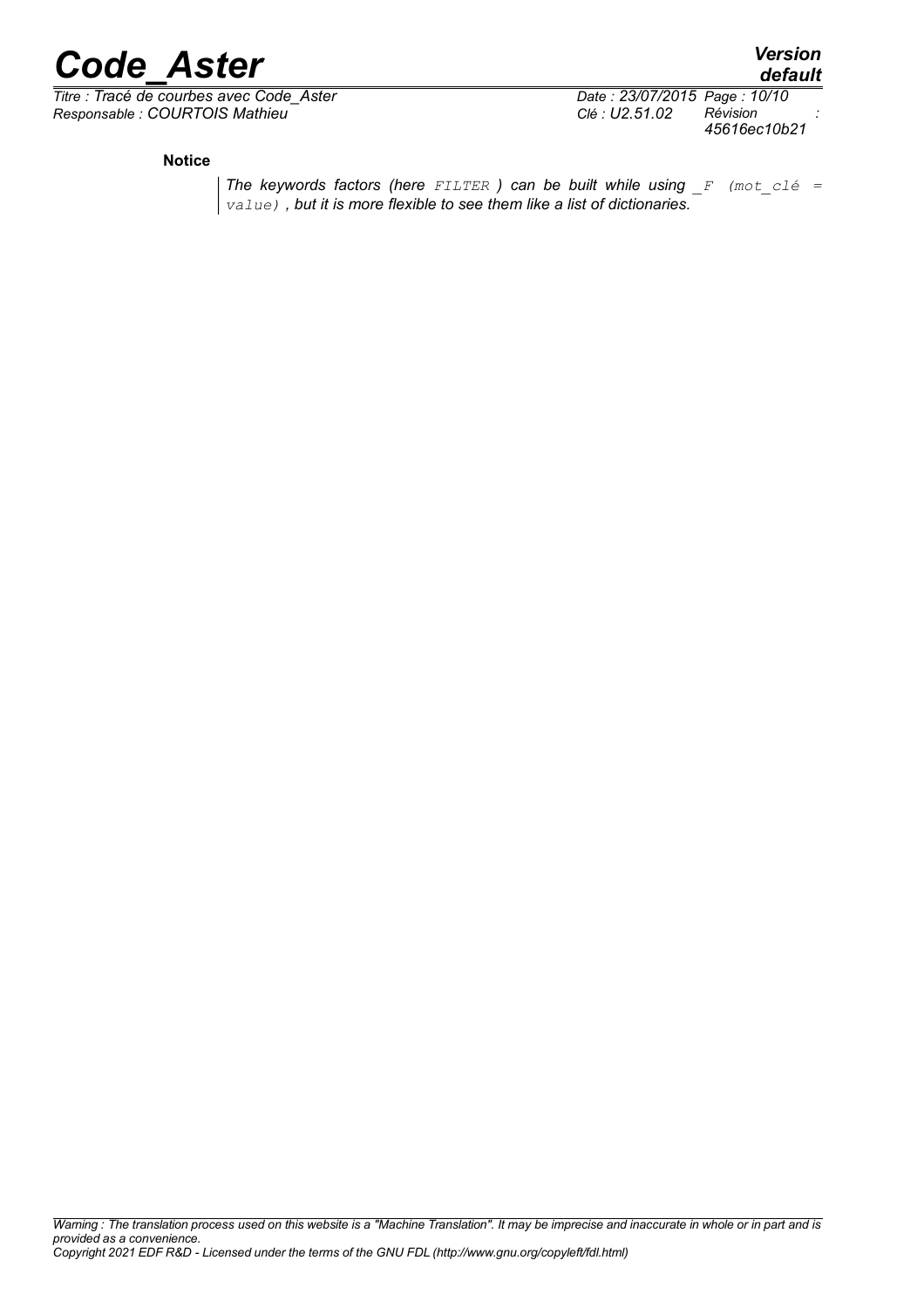**Notice**

> *The keywords factors (here `FILTER` ) can be built while using `_F (mot_clé = value)` , but it is more flexible to see them like a list of dictionaries.*

*Warning : The translation process used on this website is a "Machine Translation". It may be imprecise and inaccurate in whole or in part and is provided as a convenience.*
*Copyright 2021 EDF R&D - Licensed under the terms of the GNU FDL (http://www.gnu.org/copyleft/fdl.html)*